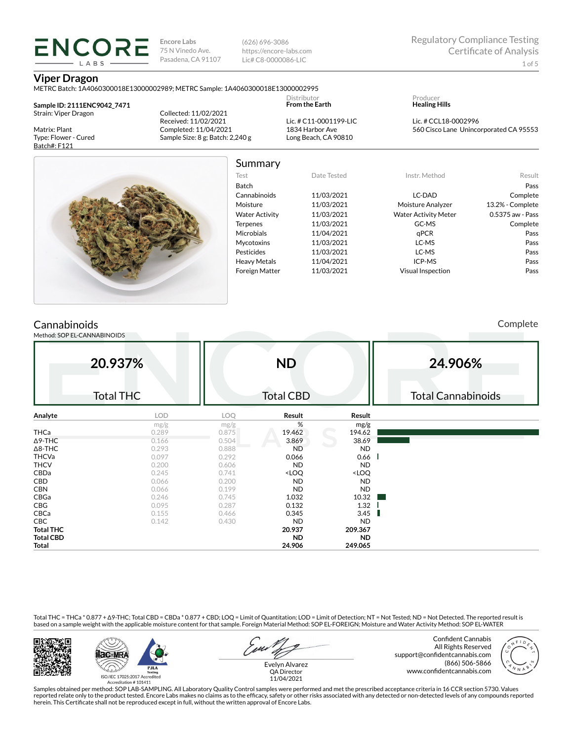**ENCORE LABS**

**Encore Labs**
75 N Vinedo Ave.
Pasadena, CA 91107

(626) 696-3086
https://encore-labs.com
Lic# C8-0000086-LIC

Regulatory Compliance Testing
Certificate of Analysis

# Viper Dragon

METRC Batch: 1A4060300018E13000002989; METRC Sample: 1A4060300018E13000002995

**Sample ID: 2111ENC9042_7471**
Strain: Viper Dragon

Matrix: Plant
Type: Flower - Cured
Batch#: F121

Collected: 11/02/2021
Received: 11/02/2021
Completed: 11/04/2021
Sample Size: 8 g; Batch: 2,240 g

Distributor
**From the Earth**

Lic. # C11-0001199-LIC
1834 Harbor Ave
Long Beach, CA 90810

Producer
**Healing Hills**

Lic. # CCL18-0002996
560 Cisco Lane Unincorporated CA 95553

## Summary

| Test | Date Tested | Instr. Method | Result |
|---|---|---|---|
| Batch | | | Pass |
| Cannabinoids | 11/03/2021 | LC-DAD | Complete |
| Moisture | 11/03/2021 | Moisture Analyzer | 13.2% - Complete |
| Water Activity | 11/03/2021 | Water Activity Meter | 0.5375 aw - Pass |
| Terpenes | 11/03/2021 | GC-MS | Complete |
| Microbials | 11/04/2021 | qPCR | Pass |
| Mycotoxins | 11/03/2021 | LC-MS | Pass |
| Pesticides | 11/03/2021 | LC-MS | Pass |
| Heavy Metals | 11/04/2021 | ICP-MS | Pass |
| Foreign Matter | 11/03/2021 | Visual Inspection | Pass |

## Cannabinoids

Complete

Method: SOP EL-CANNABINOIDS

| 20.937% | ND | 24.906% |
|---|---|---|
| Total THC | Total CBD | Total Cannabinoids |

| Analyte | LOD | LOQ | Result | Result |
|---|---|---|---|---|
| | mg/g | mg/g | % | mg/g |
| THCa | 0.289 | 0.875 | 19.462 | 194.62 |
| Δ9-THC | 0.166 | 0.504 | 3.869 | 38.69 |
| Δ8-THC | 0.293 | 0.888 | ND | ND |
| THCVa | 0.097 | 0.292 | 0.066 | 0.66 |
| THCV | 0.200 | 0.606 | ND | ND |
| CBDa | 0.245 | 0.741 | <LOQ | <LOQ |
| CBD | 0.066 | 0.200 | ND | ND |
| CBN | 0.066 | 0.199 | ND | ND |
| CBGa | 0.246 | 0.745 | 1.032 | 10.32 |
| CBG | 0.095 | 0.287 | 0.132 | 1.32 |
| CBCa | 0.155 | 0.466 | 0.345 | 3.45 |
| CBC | 0.142 | 0.430 | ND | ND |
| **Total THC** | | | **20.937** | **209.367** |
| **Total CBD** | | | **ND** | **ND** |
| **Total** | | | **24.906** | **249.065** |

Total THC = THCa * 0.877 + Δ9-THC; Total CBD = CBDa * 0.877 + CBD; LOQ = Limit of Quantitation; LOD = Limit of Detection; NT = Not Tested; ND = Not Detected. The reported result is based on a sample weight with the applicable moisture content for that sample. Foreign Material Method: SOP EL-FOREIGN; Moisture and Water Activity Method: SOP EL-WATER

ISO/IEC 17025:2017 Accredited
Accreditation # 101411

Evelyn Alvarez
QA Director
11/04/2021

Confident Cannabis
All Rights Reserved
support@confidentcannabis.com
(866) 506-5866
www.confidentcannabis.com

Samples obtained per method: SOP LAB-SAMPLING. All Laboratory Quality Control samples were performed and met the prescribed acceptance criteria in 16 CCR section 5730. Values reported relate only to the product tested. Encore Labs makes no claims as to the efficacy, safety or other risks associated with any detected or non-detected levels of any compounds reported herein. This Certificate shall not be reproduced except in full, without the written approval of Encore Labs.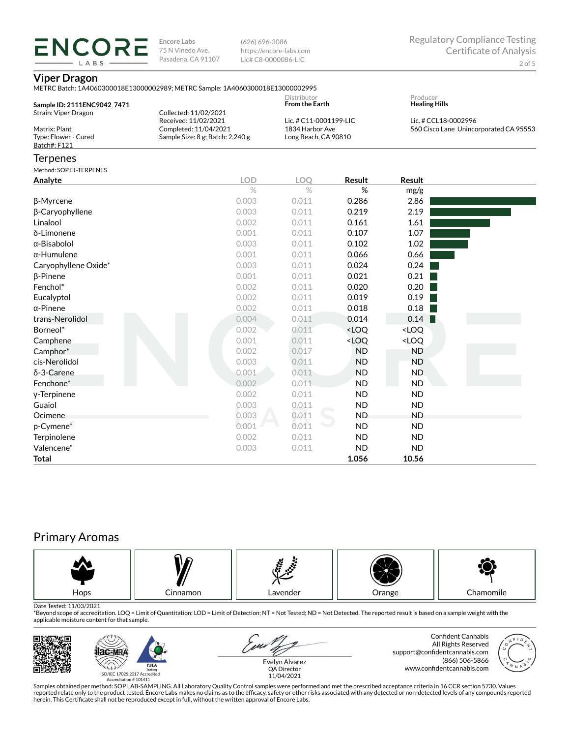ENCORE LABS

Encore Labs
75 N Vinedo Ave.
Pasadena, CA 91107

(626) 696-3086
https://encore-labs.com
Lic# C8-0000086-LIC

Regulatory Compliance Testing
Certificate of Analysis

## Viper Dragon

METRC Batch: 1A4060300018E13000002989; METRC Sample: 1A4060300018E13000002995

**Sample ID: 2111ENC9042_7471**
Strain: Viper Dragon

Matrix: Plant
Type: Flower - Cured
Batch#: F121

Collected: 11/02/2021
Received: 11/02/2021
Completed: 11/04/2021
Sample Size: 8 g; Batch: 2,240 g

Distributor
**From the Earth**
Lic. # C11-0001199-LIC
1834 Harbor Ave
Long Beach, CA 90810

Producer
**Healing Hills**
Lic. # CCL18-0002996
560 Cisco Lane Unincorporated CA 95553

## Terpenes

Method: SOP EL-TERPENES

| Analyte | LOD | LOQ | Result | Result |
|---|---|---|---|---|
| | % | % | % | mg/g |
| β-Myrcene | 0.003 | 0.011 | 0.286 | 2.86 |
| β-Caryophyllene | 0.003 | 0.011 | 0.219 | 2.19 |
| Linalool | 0.002 | 0.011 | 0.161 | 1.61 |
| δ-Limonene | 0.001 | 0.011 | 0.107 | 1.07 |
| α-Bisabolol | 0.003 | 0.011 | 0.102 | 1.02 |
| α-Humulene | 0.001 | 0.011 | 0.066 | 0.66 |
| Caryophyllene Oxide* | 0.003 | 0.011 | 0.024 | 0.24 |
| β-Pinene | 0.001 | 0.011 | 0.021 | 0.21 |
| Fenchol* | 0.002 | 0.011 | 0.020 | 0.20 |
| Eucalyptol | 0.002 | 0.011 | 0.019 | 0.19 |
| α-Pinene | 0.002 | 0.011 | 0.018 | 0.18 |
| trans-Nerolidol | 0.004 | 0.011 | 0.014 | 0.14 |
| Borneol* | 0.002 | 0.011 | <LOQ | <LOQ |
| Camphene | 0.001 | 0.011 | <LOQ | <LOQ |
| Camphor* | 0.002 | 0.017 | ND | ND |
| cis-Nerolidol | 0.003 | 0.011 | ND | ND |
| δ-3-Carene | 0.001 | 0.011 | ND | ND |
| Fenchone* | 0.002 | 0.011 | ND | ND |
| γ-Terpinene | 0.002 | 0.011 | ND | ND |
| Guaiol | 0.003 | 0.011 | ND | ND |
| Ocimene | 0.003 | 0.011 | ND | ND |
| p-Cymene* | 0.001 | 0.011 | ND | ND |
| Terpinolene | 0.002 | 0.011 | ND | ND |
| Valencene* | 0.003 | 0.011 | ND | ND |
| **Total** | | | **1.056** | **10.56** |

## Primary Aromas

Hops | Cinnamon | Lavender | Orange | Chamomile

Date Tested: 11/03/2021
*Beyond scope of accreditation. LOQ = Limit of Quantitation; LOD = Limit of Detection; NT = Not Tested; ND = Not Detected. The reported result is based on a sample weight with the applicable moisture content for that sample.

ISO/IEC 17025:2017 Accredited
Accreditation # 101411

Evelyn Alvarez
QA Director
11/04/2021

Confident Cannabis
All Rights Reserved
support@confidentcannabis.com
(866) 506-5866
www.confidentcannabis.com

Samples obtained per method: SOP LAB-SAMPLING. All Laboratory Quality Control samples were performed and met the prescribed acceptance criteria in 16 CCR section 5730. Values reported relate only to the product tested. Encore Labs makes no claims as to the efficacy, safety or other risks associated with any detected or non-detected levels of any compounds reported herein. This Certificate shall not be reproduced except in full, without the written approval of Encore Labs.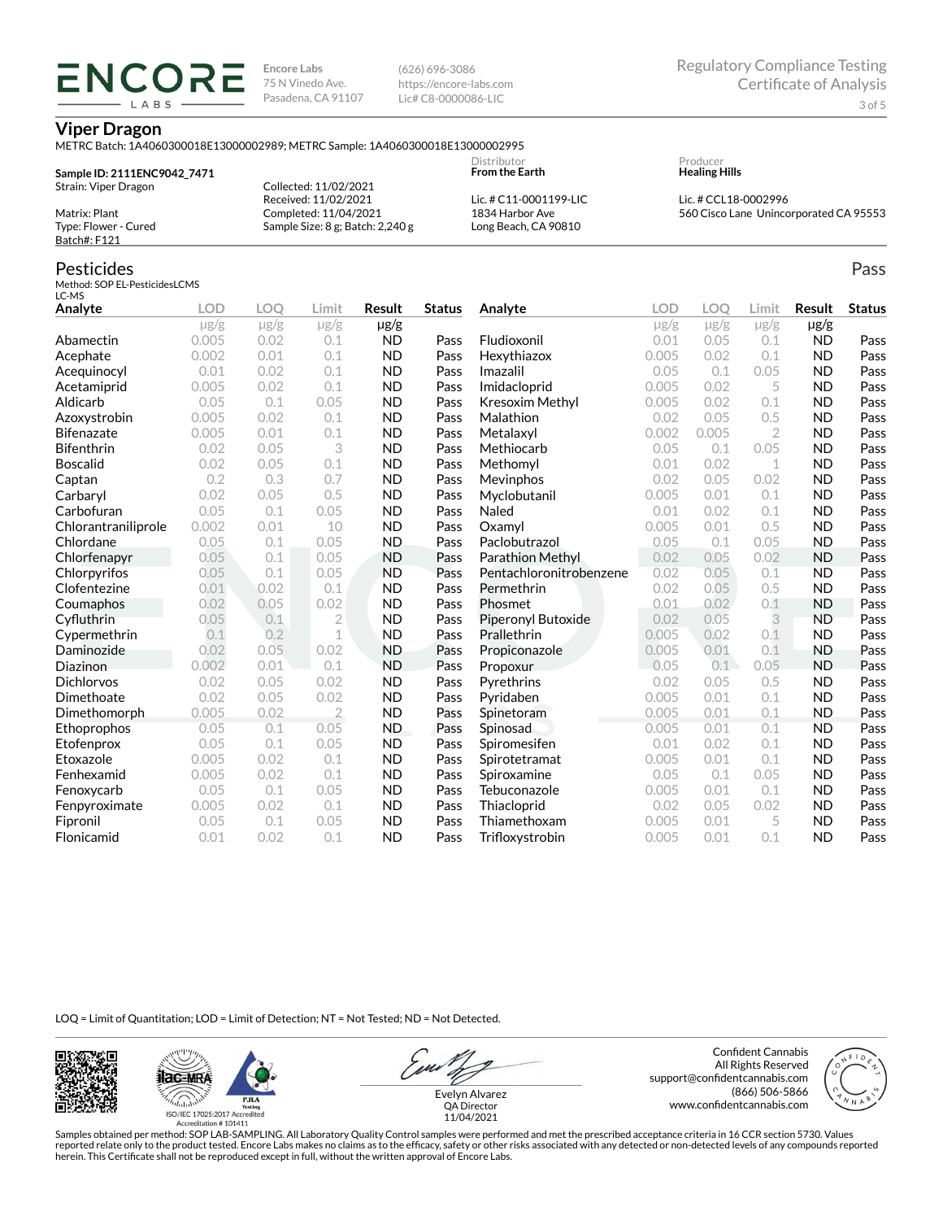**ENCORE LABS**

Encore Labs
75 N Vinedo Ave.
Pasadena, CA 91107

(626) 696-3086
https://encore-labs.com
Lic# C8-0000086-LIC

Regulatory Compliance Testing
Certificate of Analysis

## Viper Dragon

METRC Batch: 1A4060300018E13000002989; METRC Sample: 1A4060300018E13000002995

**Sample ID: 2111ENC9042_7471**
Strain: Viper Dragon

Matrix: Plant
Type: Flower - Cured
Batch#: F121

Collected: 11/02/2021
Received: 11/02/2021
Completed: 11/04/2021
Sample Size: 8 g; Batch: 2,240 g

Distributor
**From the Earth**

Lic. # C11-0001199-LIC
1834 Harbor Ave
Long Beach, CA 90810

Producer
**Healing Hills**

Lic. # CCL18-0002996
560 Cisco Lane Unincorporated CA 95553

## Pesticides

Pass

Method: SOP EL-PesticidesLCMS
LC-MS

| Analyte | LOD | LOQ | Limit | Result | Status | Analyte | LOD | LOQ | Limit | Result | Status |
|---|---|---|---|---|---|---|---|---|---|---|---|
| | μg/g | μg/g | μg/g | μg/g | | | μg/g | μg/g | μg/g | μg/g | |
| Abamectin | 0.005 | 0.02 | 0.1 | ND | Pass | Fludioxonil | 0.01 | 0.05 | 0.1 | ND | Pass |
| Acephate | 0.002 | 0.01 | 0.1 | ND | Pass | Hexythiazox | 0.005 | 0.02 | 0.1 | ND | Pass |
| Acequinocyl | 0.01 | 0.02 | 0.1 | ND | Pass | Imazalil | 0.05 | 0.1 | 0.05 | ND | Pass |
| Acetamiprid | 0.005 | 0.02 | 0.1 | ND | Pass | Imidacloprid | 0.005 | 0.02 | 5 | ND | Pass |
| Aldicarb | 0.05 | 0.1 | 0.05 | ND | Pass | Kresoxim Methyl | 0.005 | 0.02 | 0.1 | ND | Pass |
| Azoxystrobin | 0.005 | 0.02 | 0.1 | ND | Pass | Malathion | 0.02 | 0.05 | 0.5 | ND | Pass |
| Bifenazate | 0.005 | 0.01 | 0.1 | ND | Pass | Metalaxyl | 0.002 | 0.005 | 2 | ND | Pass |
| Bifenthrin | 0.02 | 0.05 | 3 | ND | Pass | Methiocarb | 0.05 | 0.1 | 0.05 | ND | Pass |
| Boscalid | 0.02 | 0.05 | 0.1 | ND | Pass | Methomyl | 0.01 | 0.02 | 1 | ND | Pass |
| Captan | 0.2 | 0.3 | 0.7 | ND | Pass | Mevinphos | 0.02 | 0.05 | 0.02 | ND | Pass |
| Carbaryl | 0.02 | 0.05 | 0.5 | ND | Pass | Myclobutanil | 0.005 | 0.01 | 0.1 | ND | Pass |
| Carbofuran | 0.05 | 0.1 | 0.05 | ND | Pass | Naled | 0.01 | 0.02 | 0.1 | ND | Pass |
| Chlorantraniliprole | 0.002 | 0.01 | 10 | ND | Pass | Oxamyl | 0.005 | 0.01 | 0.5 | ND | Pass |
| Chlordane | 0.05 | 0.1 | 0.05 | ND | Pass | Paclobutrazol | 0.05 | 0.1 | 0.05 | ND | Pass |
| Chlorfenapyr | 0.05 | 0.1 | 0.05 | ND | Pass | Parathion Methyl | 0.02 | 0.05 | 0.02 | ND | Pass |
| Chlorpyrifos | 0.05 | 0.1 | 0.05 | ND | Pass | Pentachloronitrobenzene | 0.02 | 0.05 | 0.1 | ND | Pass |
| Clofentezine | 0.01 | 0.02 | 0.1 | ND | Pass | Permethrin | 0.02 | 0.05 | 0.5 | ND | Pass |
| Coumaphos | 0.02 | 0.05 | 0.02 | ND | Pass | Phosmet | 0.01 | 0.02 | 0.1 | ND | Pass |
| Cyfluthrin | 0.05 | 0.1 | 2 | ND | Pass | Piperonyl Butoxide | 0.02 | 0.05 | 3 | ND | Pass |
| Cypermethrin | 0.1 | 0.2 | 1 | ND | Pass | Prallethrin | 0.005 | 0.02 | 0.1 | ND | Pass |
| Daminozide | 0.02 | 0.05 | 0.02 | ND | Pass | Propiconazole | 0.005 | 0.01 | 0.1 | ND | Pass |
| Diazinon | 0.002 | 0.01 | 0.1 | ND | Pass | Propoxur | 0.05 | 0.1 | 0.05 | ND | Pass |
| Dichlorvos | 0.02 | 0.05 | 0.02 | ND | Pass | Pyrethrins | 0.02 | 0.05 | 0.5 | ND | Pass |
| Dimethoate | 0.02 | 0.05 | 0.02 | ND | Pass | Pyridaben | 0.005 | 0.01 | 0.1 | ND | Pass |
| Dimethomorph | 0.005 | 0.02 | 2 | ND | Pass | Spinetoram | 0.005 | 0.01 | 0.1 | ND | Pass |
| Ethoprophos | 0.05 | 0.1 | 0.05 | ND | Pass | Spinosad | 0.005 | 0.01 | 0.1 | ND | Pass |
| Etofenprox | 0.05 | 0.1 | 0.05 | ND | Pass | Spiromesifen | 0.01 | 0.02 | 0.1 | ND | Pass |
| Etoxazole | 0.005 | 0.02 | 0.1 | ND | Pass | Spirotetramat | 0.005 | 0.01 | 0.1 | ND | Pass |
| Fenhexamid | 0.005 | 0.02 | 0.1 | ND | Pass | Spiroxamine | 0.05 | 0.1 | 0.05 | ND | Pass |
| Fenoxycarb | 0.05 | 0.1 | 0.05 | ND | Pass | Tebuconazole | 0.005 | 0.01 | 0.1 | ND | Pass |
| Fenpyroximate | 0.005 | 0.02 | 0.1 | ND | Pass | Thiacloprid | 0.02 | 0.05 | 0.02 | ND | Pass |
| Fipronil | 0.05 | 0.1 | 0.05 | ND | Pass | Thiamethoxam | 0.005 | 0.01 | 5 | ND | Pass |
| Flonicamid | 0.01 | 0.02 | 0.1 | ND | Pass | Trifloxystrobin | 0.005 | 0.01 | 0.1 | ND | Pass |

LOQ = Limit of Quantitation; LOD = Limit of Detection; NT = Not Tested; ND = Not Detected.

ISO/IEC 17025:2017 Accredited
Accreditation # 101411

Evelyn Alvarez
QA Director
11/04/2021

Confident Cannabis
All Rights Reserved
support@confidentcannabis.com
(866) 506-5866
www.confidentcannabis.com

Samples obtained per method: SOP LAB-SAMPLING. All Laboratory Quality Control samples were performed and met the prescribed acceptance criteria in 16 CCR section 5730. Values reported relate only to the product tested. Encore Labs makes no claims as to the efficacy, safety or other risks associated with any detected or non-detected levels of any compounds reported herein. This Certificate shall not be reproduced except in full, without the written approval of Encore Labs.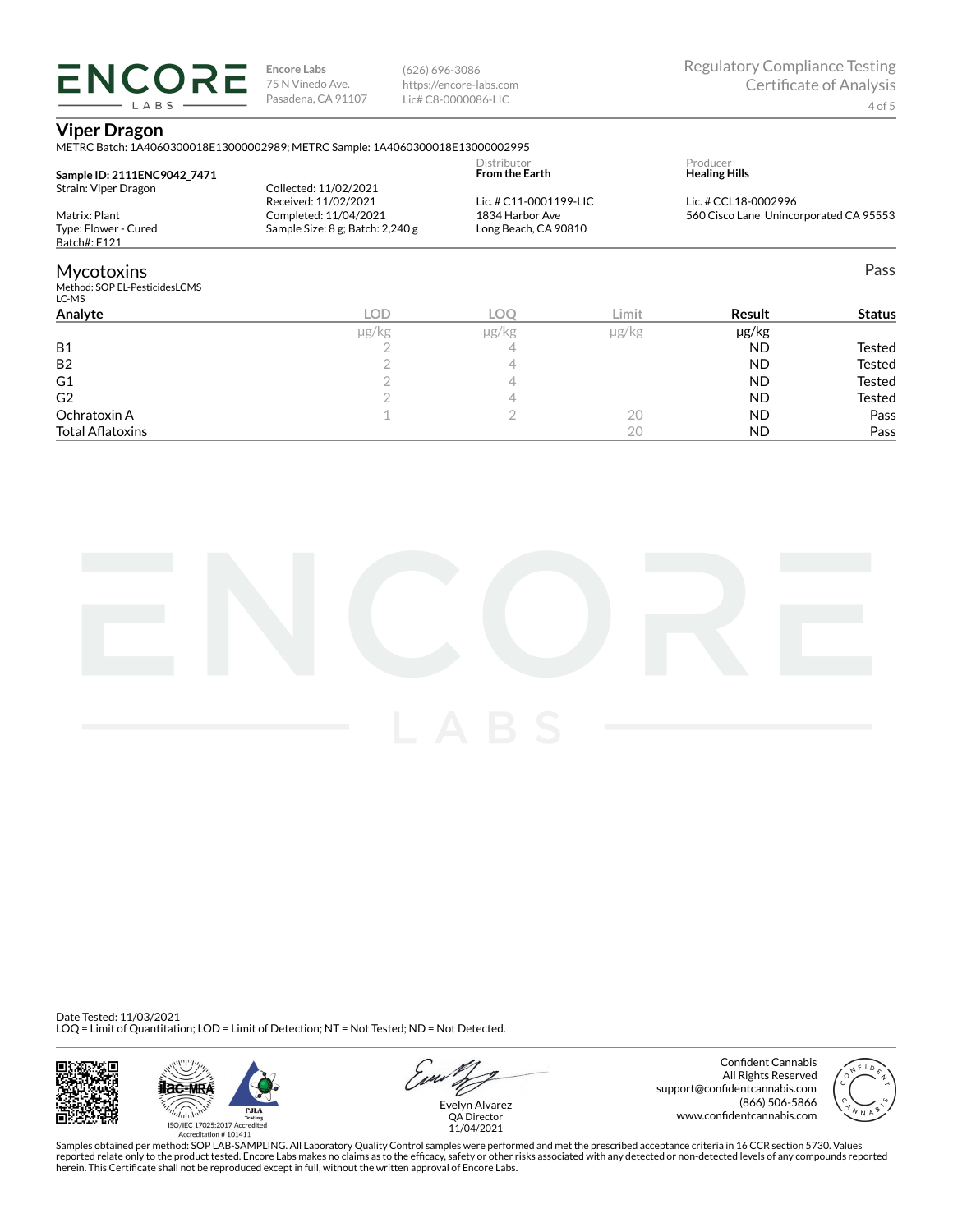**Encore Labs**
75 N Vinedo Ave.
Pasadena, CA 91107

(626) 696-3086
https://encore-labs.com
Lic# C8-0000086-LIC

Regulatory Compliance Testing
Certificate of Analysis

# Viper Dragon

METRC Batch: 1A4060300018E13000002989; METRC Sample: 1A4060300018E13000002995

**Sample ID: 2111ENC9042_7471**
Strain: Viper Dragon
Matrix: Plant
Type: Flower - Cured
Batch#: F121

Collected: 11/02/2021
Received: 11/02/2021
Completed: 11/04/2021
Sample Size: 8 g; Batch: 2,240 g

Distributor
**From the Earth**
Lic. # C11-0001199-LIC
1834 Harbor Ave
Long Beach, CA 90810

Producer
**Healing Hills**
Lic. # CCL18-0002996
560 Cisco Lane Unincorporated CA 95553

## Mycotoxins

Pass

Method: SOP EL-PesticidesLCMS
LC-MS

| Analyte | LOD | LOQ | Limit | Result | Status |
|---|---|---|---|---|---|
| | µg/kg | µg/kg | µg/kg | µg/kg | |
| B1 | 2 | 4 | | ND | Tested |
| B2 | 2 | 4 | | ND | Tested |
| G1 | 2 | 4 | | ND | Tested |
| G2 | 2 | 4 | | ND | Tested |
| Ochratoxin A | 1 | 2 | 20 | ND | Pass |
| Total Aflatoxins | | | 20 | ND | Pass |

Date Tested: 11/03/2021
LOQ = Limit of Quantitation; LOD = Limit of Detection; NT = Not Tested; ND = Not Detected.

ISO/IEC 17025:2017 Accredited
Accreditation # 101411

Evelyn Alvarez
QA Director
11/04/2021

Confident Cannabis
All Rights Reserved
support@confidentcannabis.com
(866) 506-5866
www.confidentcannabis.com

Samples obtained per method: SOP LAB-SAMPLING. All Laboratory Quality Control samples were performed and met the prescribed acceptance criteria in 16 CCR section 5730. Values reported relate only to the product tested. Encore Labs makes no claims as to the efficacy, safety or other risks associated with any detected or non-detected levels of any compounds reported herein. This Certificate shall not be reproduced except in full, without the written approval of Encore Labs.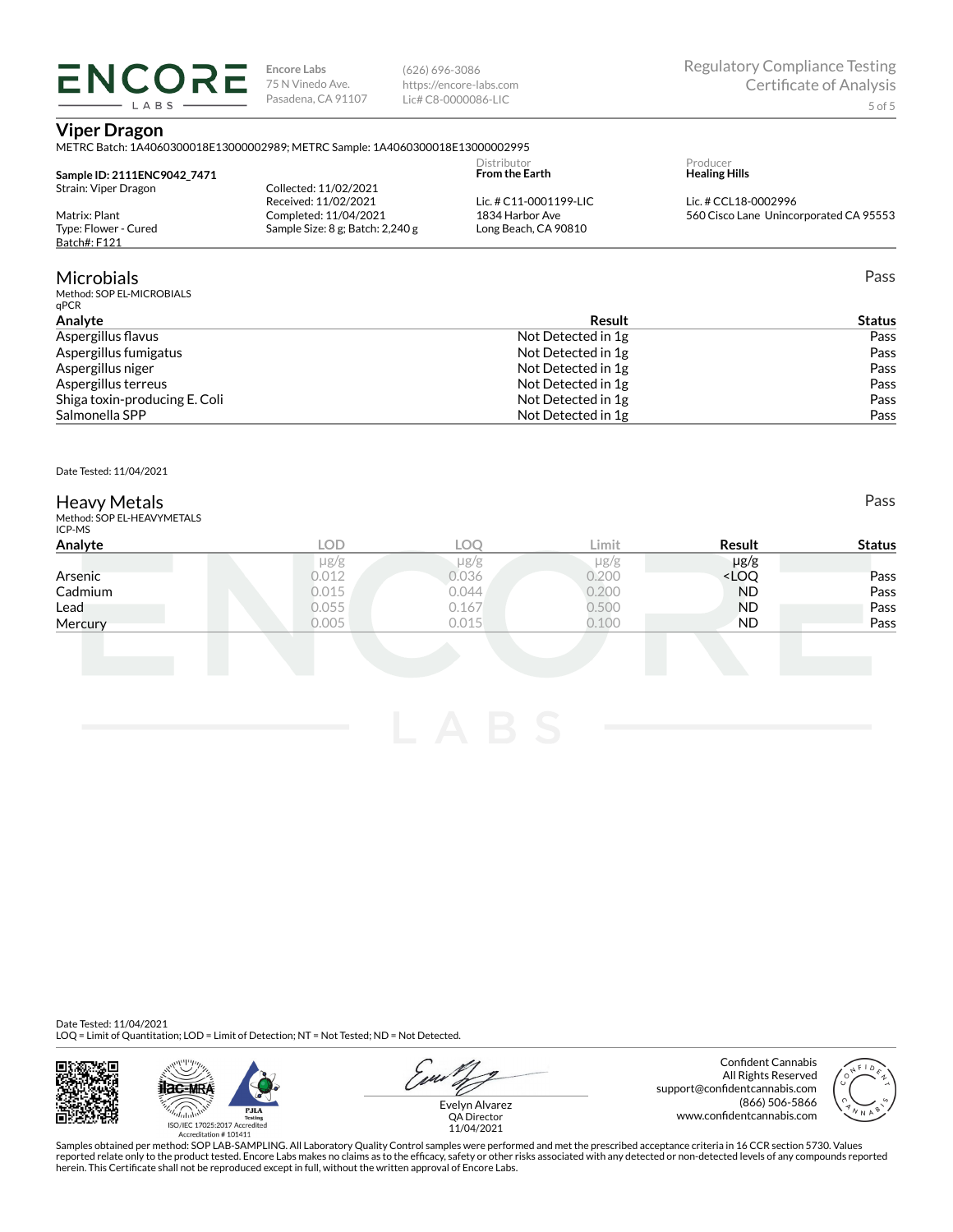Encore Labs
75 N Vinedo Ave.
Pasadena, CA 91107

(626) 696-3086
https://encore-labs.com
Lic# C8-0000086-LIC

Regulatory Compliance Testing
Certificate of Analysis

## Viper Dragon

METRC Batch: 1A4060300018E13000002989; METRC Sample: 1A4060300018E13000002995

**Sample ID: 2111ENC9042_7471**
Strain: Viper Dragon

Matrix: Plant
Type: Flower - Cured
Batch#: F121

Collected: 11/02/2021
Received: 11/02/2021
Completed: 11/04/2021
Sample Size: 8 g; Batch: 2,240 g

Distributor
**From the Earth**
Lic. # C11-0001199-LIC
1834 Harbor Ave
Long Beach, CA 90810

Producer
**Healing Hills**
Lic. # CCL18-0002996
560 Cisco Lane Unincorporated CA 95553

## Microbials

Pass

Method: SOP EL-MICROBIALS
qPCR

| Analyte | Result | Status |
|---|---|---|
| Aspergillus flavus | Not Detected in 1g | Pass |
| Aspergillus fumigatus | Not Detected in 1g | Pass |
| Aspergillus niger | Not Detected in 1g | Pass |
| Aspergillus terreus | Not Detected in 1g | Pass |
| Shiga toxin-producing E. Coli | Not Detected in 1g | Pass |
| Salmonella SPP | Not Detected in 1g | Pass |

Date Tested: 11/04/2021

## Heavy Metals

Pass

Method: SOP EL-HEAVYMETALS
ICP-MS

| Analyte | LOD | LOQ | Limit | Result | Status |
|---|---|---|---|---|---|
| | µg/g | µg/g | µg/g | µg/g | |
| Arsenic | 0.012 | 0.036 | 0.200 | <LOQ | Pass |
| Cadmium | 0.015 | 0.044 | 0.200 | ND | Pass |
| Lead | 0.055 | 0.167 | 0.500 | ND | Pass |
| Mercury | 0.005 | 0.015 | 0.100 | ND | Pass |

Date Tested: 11/04/2021
LOQ = Limit of Quantitation; LOD = Limit of Detection; NT = Not Tested; ND = Not Detected.

ISO/IEC 17025:2017 Accredited
Accreditation # 101411

Evelyn Alvarez
QA Director
11/04/2021

Confident Cannabis
All Rights Reserved
support@confidentcannabis.com
(866) 506-5866
www.confidentcannabis.com

Samples obtained per method: SOP LAB-SAMPLING. All Laboratory Quality Control samples were performed and met the prescribed acceptance criteria in 16 CCR section 5730. Values reported relate only to the product tested. Encore Labs makes no claims as to the efficacy, safety or other risks associated with any detected or non-detected levels of any compounds reported herein. This Certificate shall not be reproduced except in full, without the written approval of Encore Labs.